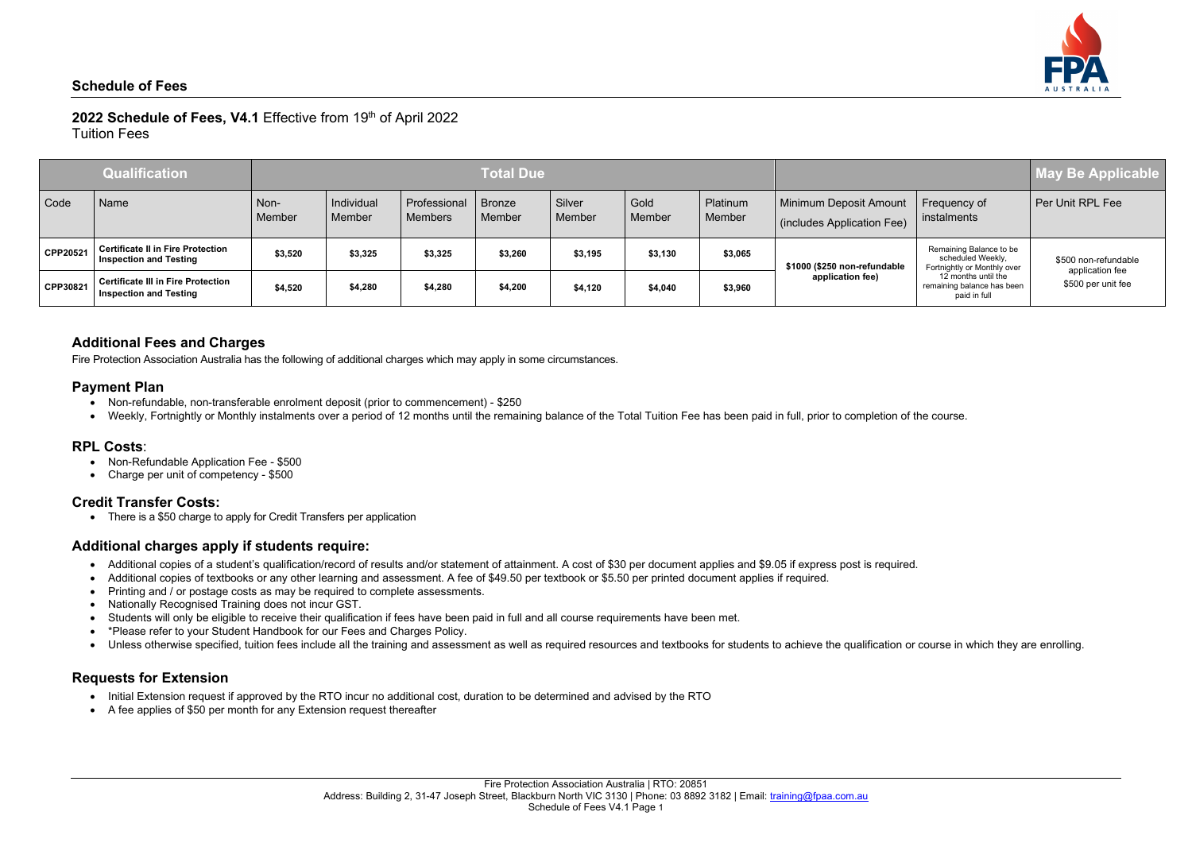## Schedule of Fees

**2022 Schedule of Fees, V4.1** Effective from 19th of April 2022
Tuition Fees

| Qualification | | Total Due | | | | | | | | | May Be Applicable |
|---|---|---|---|---|---|---|---|---|---|---|---|
| Code | Name | Non-Member | Individual Member | Professional Members | Bronze Member | Silver Member | Gold Member | Platinum Member | Minimum Deposit Amount (includes Application Fee) | Frequency of instalments | Per Unit RPL Fee |
| CPP20521 | **Certificate II in Fire Protection Inspection and Testing** | **$3,520** | **$3,325** | **$3,325** | **$3,260** | **$3,195** | **$3,130** | **$3,065** | **$1000 ($250 non-refundable application fee)** | Remaining Balance to be scheduled Weekly, Fortnightly or Monthly over 12 months until the remaining balance has been paid in full | $500 non-refundable application fee $500 per unit fee |
| CPP30821 | **Certificate III in Fire Protection Inspection and Testing** | **$4,520** | **$4,280** | **$4,280** | **$4,200** | **$4,120** | **$4,040** | **$3,960** | | | |

### Additional Fees and Charges

Fire Protection Association Australia has the following of additional charges which may apply in some circumstances.

### Payment Plan

- Non-refundable, non-transferable enrolment deposit (prior to commencement) - $250
- Weekly, Fortnightly or Monthly instalments over a period of 12 months until the remaining balance of the Total Tuition Fee has been paid in full, prior to completion of the course.

### RPL Costs:

- Non-Refundable Application Fee - $500
- Charge per unit of competency - $500

### Credit Transfer Costs:

- There is a $50 charge to apply for Credit Transfers per application

### Additional charges apply if students require:

- Additional copies of a student's qualification/record of results and/or statement of attainment. A cost of $30 per document applies and $9.05 if express post is required.
- Additional copies of textbooks or any other learning and assessment. A fee of $49.50 per textbook or $5.50 per printed document applies if required.
- Printing and / or postage costs as may be required to complete assessments.
- Nationally Recognised Training does not incur GST.
- Students will only be eligible to receive their qualification if fees have been paid in full and all course requirements have been met.
- *Please refer to your Student Handbook for our Fees and Charges Policy.
- Unless otherwise specified, tuition fees include all the training and assessment as well as required resources and textbooks for students to achieve the qualification or course in which they are enrolling.

### Requests for Extension

- Initial Extension request if approved by the RTO incur no additional cost, duration to be determined and advised by the RTO
- A fee applies of $50 per month for any Extension request thereafter

Fire Protection Association Australia | RTO: 20851
Address: Building 2, 31-47 Joseph Street, Blackburn North VIC 3130 | Phone: 03 8892 3182 | Email: training@fpaa.com.au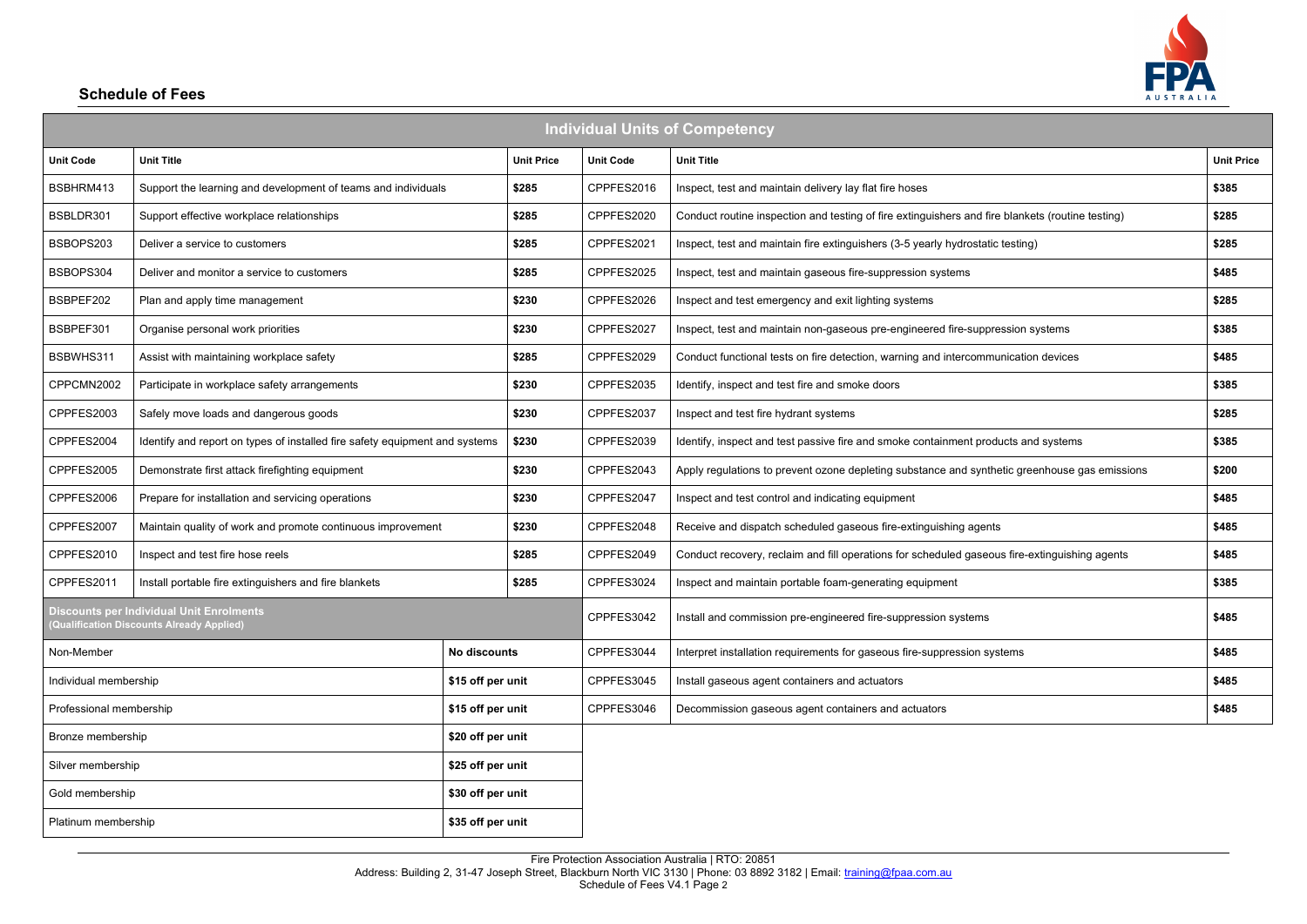## Schedule of Fees

### Individual Units of Competency

| Unit Code | Unit Title | Unit Price |
|---|---|---|
| BSBHRM413 | Support the learning and development of teams and individuals | $285 |
| BSBLDR301 | Support effective workplace relationships | $285 |
| BSBOPS203 | Deliver a service to customers | $285 |
| BSBOPS304 | Deliver and monitor a service to customers | $285 |
| BSBPEF202 | Plan and apply time management | $230 |
| BSBPEF301 | Organise personal work priorities | $230 |
| BSBWHS311 | Assist with maintaining workplace safety | $285 |
| CPPCMN2002 | Participate in workplace safety arrangements | $230 |
| CPPFES2003 | Safely move loads and dangerous goods | $230 |
| CPPFES2004 | Identify and report on types of installed fire safety equipment and systems | $230 |
| CPPFES2005 | Demonstrate first attack firefighting equipment | $230 |
| CPPFES2006 | Prepare for installation and servicing operations | $230 |
| CPPFES2007 | Maintain quality of work and promote continuous improvement | $230 |
| CPPFES2010 | Inspect and test fire hose reels | $285 |
| CPPFES2011 | Install portable fire extinguishers and fire blankets | $285 |
| CPPFES2016 | Inspect, test and maintain delivery lay flat fire hoses | $385 |
| CPPFES2020 | Conduct routine inspection and testing of fire extinguishers and fire blankets (routine testing) | $285 |
| CPPFES2021 | Inspect, test and maintain fire extinguishers (3-5 yearly hydrostatic testing) | $285 |
| CPPFES2025 | Inspect, test and maintain gaseous fire-suppression systems | $485 |
| CPPFES2026 | Inspect and test emergency and exit lighting systems | $285 |
| CPPFES2027 | Inspect, test and maintain non-gaseous pre-engineered fire-suppression systems | $385 |
| CPPFES2029 | Conduct functional tests on fire detection, warning and intercommunication devices | $485 |
| CPPFES2035 | Identify, inspect and test fire and smoke doors | $385 |
| CPPFES2037 | Inspect and test fire hydrant systems | $285 |
| CPPFES2039 | Identify, inspect and test passive fire and smoke containment products and systems | $385 |
| CPPFES2043 | Apply regulations to prevent ozone depleting substance and synthetic greenhouse gas emissions | $200 |
| CPPFES2047 | Inspect and test control and indicating equipment | $485 |
| CPPFES2048 | Receive and dispatch scheduled gaseous fire-extinguishing agents | $485 |
| CPPFES2049 | Conduct recovery, reclaim and fill operations for scheduled gaseous fire-extinguishing agents | $485 |
| CPPFES3024 | Inspect and maintain portable foam-generating equipment | $385 |
| CPPFES3042 | Install and commission pre-engineered fire-suppression systems | $485 |
| CPPFES3044 | Interpret installation requirements for gaseous fire-suppression systems | $485 |
| CPPFES3045 | Install gaseous agent containers and actuators | $485 |
| CPPFES3046 | Decommission gaseous agent containers and actuators | $485 |

### Discounts per Individual Unit Enrolments
(Qualification Discounts Already Applied)

| | |
|---|---|
| Non-Member | No discounts |
| Individual membership | $15 off per unit |
| Professional membership | $15 off per unit |
| Bronze membership | $20 off per unit |
| Silver membership | $25 off per unit |
| Gold membership | $30 off per unit |
| Platinum membership | $35 off per unit |

Fire Protection Association Australia | RTO: 20851
Address: Building 2, 31-47 Joseph Street, Blackburn North VIC 3130 | Phone: 03 8892 3182 | Email: training@fpaa.com.au
Schedule of Fees V4.1